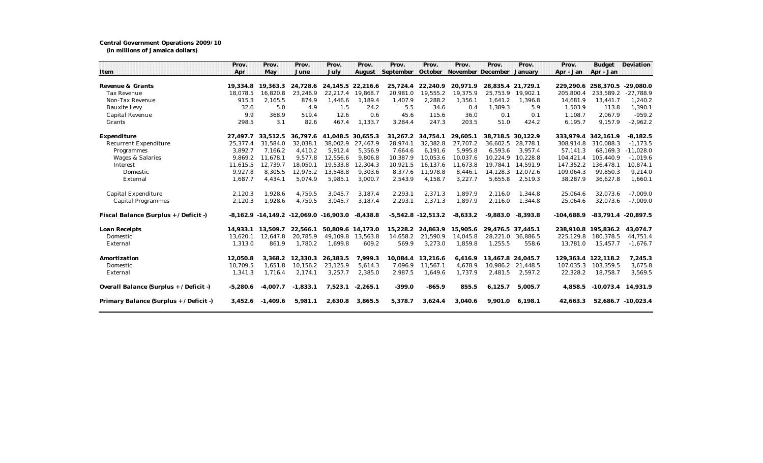**Central Government Operations 2009/10**
**(in millions of Jamaica dollars)**

| Item | Prov. Apr | Prov. May | Prov. June | Prov. July | Prov. August | Prov. September | Prov. October | Prov. November | Prov. December | Prov. January | Prov. Apr - Jan | Budget Apr - Jan | Deviation |
|---|---|---|---|---|---|---|---|---|---|---|---|---|---|
| **Revenue & Grants** | **19,334.8** | **19,363.3** | **24,728.6** | **24,145.5** | **22,216.6** | **25,724.4** | **22,240.9** | **20,971.9** | **28,835.4** | **21,729.1** | **229,290.6** | **258,370.5** | **-29,080.0** |
| Tax Revenue | 18,078.5 | 16,820.8 | 23,246.9 | 22,217.4 | 19,868.7 | 20,981.0 | 19,555.2 | 19,375.9 | 25,753.9 | 19,902.1 | 205,800.4 | 233,589.2 | -27,788.9 |
| Non-Tax Revenue | 915.3 | 2,165.5 | 874.9 | 1,446.6 | 1,189.4 | 1,407.9 | 2,288.2 | 1,356.1 | 1,641.2 | 1,396.8 | 14,681.9 | 13,441.7 | 1,240.2 |
| Bauxite Levy | 32.6 | 5.0 | 4.9 | 1.5 | 24.2 | 5.5 | 34.6 | 0.4 | 1,389.3 | 5.9 | 1,503.9 | 113.8 | 1,390.1 |
| Capital Revenue | 9.9 | 368.9 | 519.4 | 12.6 | 0.6 | 45.6 | 115.6 | 36.0 | 0.1 | 0.1 | 1,108.7 | 2,067.9 | -959.2 |
| Grants | 298.5 | 3.1 | 82.6 | 467.4 | 1,133.7 | 3,284.4 | 247.3 | 203.5 | 51.0 | 424.2 | 6,195.7 | 9,157.9 | -2,962.2 |
| **Expenditure** | **27,497.7** | **33,512.5** | **36,797.6** | **41,048.5** | **30,655.3** | **31,267.2** | **34,754.1** | **29,605.1** | **38,718.5** | **30,122.9** | **333,979.4** | **342,161.9** | **-8,182.5** |
| Recurrent Expenditure | 25,377.4 | 31,584.0 | 32,038.1 | 38,002.9 | 27,467.9 | 28,974.1 | 32,382.8 | 27,707.2 | 36,602.5 | 28,778.1 | 308,914.8 | 310,088.3 | -1,173.5 |
| Programmes | 3,892.7 | 7,166.2 | 4,410.2 | 5,912.4 | 5,356.9 | 7,664.6 | 6,191.6 | 5,995.8 | 6,593.6 | 3,957.4 | 57,141.3 | 68,169.3 | -11,028.0 |
| Wages & Salaries | 9,869.2 | 11,678.1 | 9,577.8 | 12,556.6 | 9,806.8 | 10,387.9 | 10,053.6 | 10,037.6 | 10,224.9 | 10,228.8 | 104,421.4 | 105,440.9 | -1,019.6 |
| Interest | 11,615.5 | 12,739.7 | 18,050.1 | 19,533.8 | 12,304.3 | 10,921.5 | 16,137.6 | 11,673.8 | 19,784.1 | 14,591.9 | 147,352.2 | 136,478.1 | 10,874.1 |
| Domestic | 9,927.8 | 8,305.5 | 12,975.2 | 13,548.8 | 9,303.6 | 8,377.6 | 11,978.8 | 8,446.1 | 14,128.3 | 12,072.6 | 109,064.3 | 99,850.3 | 9,214.0 |
| External | 1,687.7 | 4,434.1 | 5,074.9 | 5,985.1 | 3,000.7 | 2,543.9 | 4,158.7 | 3,227.7 | 5,655.8 | 2,519.3 | 38,287.9 | 36,627.8 | 1,660.1 |
| Capital Expenditure | 2,120.3 | 1,928.6 | 4,759.5 | 3,045.7 | 3,187.4 | 2,293.1 | 2,371.3 | 1,897.9 | 2,116.0 | 1,344.8 | 25,064.6 | 32,073.6 | -7,009.0 |
| Capital Programmes | 2,120.3 | 1,928.6 | 4,759.5 | 3,045.7 | 3,187.4 | 2,293.1 | 2,371.3 | 1,897.9 | 2,116.0 | 1,344.8 | 25,064.6 | 32,073.6 | -7,009.0 |
| **Fiscal Balance (Surplus + / Deficit -)** | **-8,162.9** | **-14,149.2** | **-12,069.0** | **-16,903.0** | **-8,438.8** | **-5,542.8** | **-12,513.2** | **-8,633.2** | **-9,883.0** | **-8,393.8** | **-104,688.9** | **-83,791.4** | **-20,897.5** |
| **Loan Receipts** | **14,933.1** | **13,509.7** | **22,566.1** | **50,809.6** | **14,173.0** | **15,228.2** | **24,863.9** | **15,905.6** | **29,476.5** | **37,445.1** | **238,910.8** | **195,836.2** | **43,074.7** |
| Domestic | 13,620.1 | 12,647.8 | 20,785.9 | 49,109.8 | 13,563.8 | 14,658.2 | 21,590.9 | 14,045.8 | 28,221.0 | 36,886.5 | 225,129.8 | 180,378.5 | 44,751.4 |
| External | 1,313.0 | 861.9 | 1,780.2 | 1,699.8 | 609.2 | 569.9 | 3,273.0 | 1,859.8 | 1,255.5 | 558.6 | 13,781.0 | 15,457.7 | -1,676.7 |
| **Amortization** | **12,050.8** | **3,368.2** | **12,330.3** | **26,383.5** | **7,999.3** | **10,084.4** | **13,216.6** | **6,416.9** | **13,467.8** | **24,045.7** | **129,363.4** | **122,118.2** | **7,245.3** |
| Domestic | 10,709.5 | 1,651.8 | 10,156.2 | 23,125.9 | 5,614.3 | 7,096.9 | 11,567.1 | 4,678.9 | 10,986.2 | 21,448.5 | 107,035.3 | 103,359.5 | 3,675.8 |
| External | 1,341.3 | 1,716.4 | 2,174.1 | 3,257.7 | 2,385.0 | 2,987.5 | 1,649.6 | 1,737.9 | 2,481.5 | 2,597.2 | 22,328.2 | 18,758.7 | 3,569.5 |
| **Overall Balance (Surplus + / Deficit -)** | **-5,280.6** | **-4,007.7** | **-1,833.1** | **7,523.1** | **-2,265.1** | **-399.0** | **-865.9** | **855.5** | **6,125.7** | **5,005.7** | **4,858.5** | **-10,073.4** | **14,931.9** |
| **Primary Balance (Surplus + / Deficit -)** | **3,452.6** | **-1,409.6** | **5,981.1** | **2,630.8** | **3,865.5** | **5,378.7** | **3,624.4** | **3,040.6** | **9,901.0** | **6,198.1** | **42,663.3** | **52,686.7** | **-10,023.4** |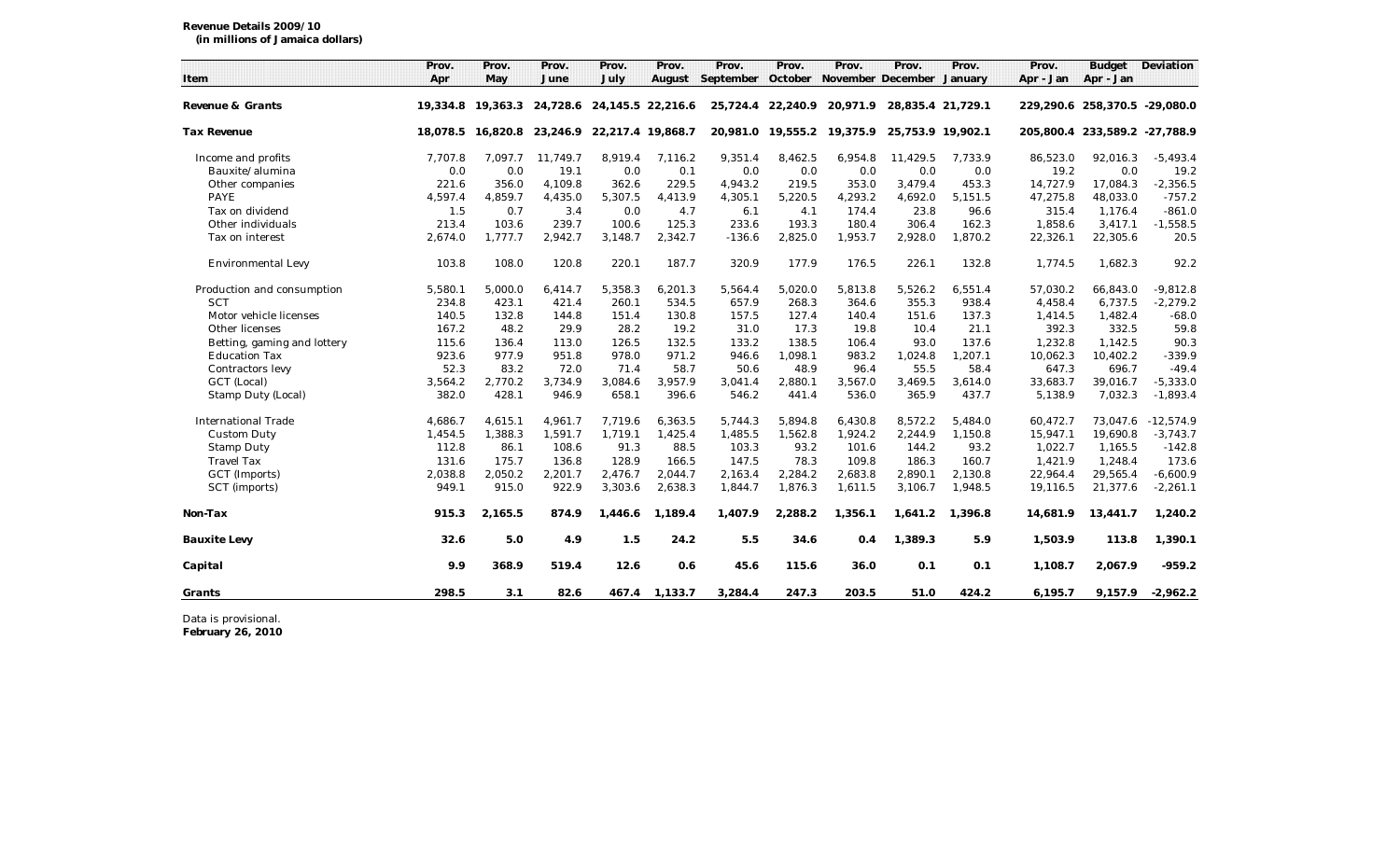**Revenue Details 2009/10**
**(in millions of Jamaica dollars)**

| Item | Prov. Apr | Prov. May | Prov. June | Prov. July | Prov. August | Prov. September | Prov. October | Prov. November | Prov. December | Prov. January | Prov. Apr - Jan | Budget Apr - Jan | Deviation |
|---|---|---|---|---|---|---|---|---|---|---|---|---|---|
| **Revenue & Grants** | **19,334.8** | **19,363.3** | **24,728.6** | **24,145.5** | **22,216.6** | **25,724.4** | **22,240.9** | **20,971.9** | **28,835.4** | **21,729.1** | **229,290.6** | **258,370.5** | **-29,080.0** |
| **Tax Revenue** | **18,078.5** | **16,820.8** | **23,246.9** | **22,217.4** | **19,868.7** | **20,981.0** | **19,555.2** | **19,375.9** | **25,753.9** | **19,902.1** | **205,800.4** | **233,589.2** | **-27,788.9** |
| Income and profits | 7,707.8 | 7,097.7 | 11,749.7 | 8,919.4 | 7,116.2 | 9,351.4 | 8,462.5 | 6,954.8 | 11,429.5 | 7,733.9 | 86,523.0 | 92,016.3 | -5,493.4 |
| Bauxite/alumina | 0.0 | 0.0 | 19.1 | 0.0 | 0.1 | 0.0 | 0.0 | 0.0 | 0.0 | 0.0 | 19.2 | 0.0 | 19.2 |
| Other companies | 221.6 | 356.0 | 4,109.8 | 362.6 | 229.5 | 4,943.2 | 219.5 | 353.0 | 3,479.4 | 453.3 | 14,727.9 | 17,084.3 | -2,356.5 |
| PAYE | 4,597.4 | 4,859.7 | 4,435.0 | 5,307.5 | 4,413.9 | 4,305.1 | 5,220.5 | 4,293.2 | 4,692.0 | 5,151.5 | 47,275.8 | 48,033.0 | -757.2 |
| Tax on dividend | 1.5 | 0.7 | 3.4 | 0.0 | 4.7 | 6.1 | 4.1 | 174.4 | 23.8 | 96.6 | 315.4 | 1,176.4 | -861.0 |
| Other individuals | 213.4 | 103.6 | 239.7 | 100.6 | 125.3 | 233.6 | 193.3 | 180.4 | 306.4 | 162.3 | 1,858.6 | 3,417.1 | -1,558.5 |
| Tax on interest | 2,674.0 | 1,777.7 | 2,942.7 | 3,148.7 | 2,342.7 | -136.6 | 2,825.0 | 1,953.7 | 2,928.0 | 1,870.2 | 22,326.1 | 22,305.6 | 20.5 |
| Environmental Levy | 103.8 | 108.0 | 120.8 | 220.1 | 187.7 | 320.9 | 177.9 | 176.5 | 226.1 | 132.8 | 1,774.5 | 1,682.3 | 92.2 |
| Production and consumption | 5,580.1 | 5,000.0 | 6,414.7 | 5,358.3 | 6,201.3 | 5,564.4 | 5,020.0 | 5,813.8 | 5,526.2 | 6,551.4 | 57,030.2 | 66,843.0 | -9,812.8 |
| SCT | 234.8 | 423.1 | 421.4 | 260.1 | 534.5 | 657.9 | 268.3 | 364.6 | 355.3 | 938.4 | 4,458.4 | 6,737.5 | -2,279.2 |
| Motor vehicle licenses | 140.5 | 132.8 | 144.8 | 151.4 | 130.8 | 157.5 | 127.4 | 140.4 | 151.6 | 137.3 | 1,414.5 | 1,482.4 | -68.0 |
| Other licenses | 167.2 | 48.2 | 29.9 | 28.2 | 19.2 | 31.0 | 17.3 | 19.8 | 10.4 | 21.1 | 392.3 | 332.5 | 59.8 |
| Betting, gaming and lottery | 115.6 | 136.4 | 113.0 | 126.5 | 132.5 | 133.2 | 138.5 | 106.4 | 93.0 | 137.6 | 1,232.8 | 1,142.5 | 90.3 |
| Education Tax | 923.6 | 977.9 | 951.8 | 978.0 | 971.2 | 946.6 | 1,098.1 | 983.2 | 1,024.8 | 1,207.1 | 10,062.3 | 10,402.2 | -339.9 |
| Contractors levy | 52.3 | 83.2 | 72.0 | 71.4 | 58.7 | 50.6 | 48.9 | 96.4 | 55.5 | 58.4 | 647.3 | 696.7 | -49.4 |
| GCT (Local) | 3,564.2 | 2,770.2 | 3,734.9 | 3,084.6 | 3,957.9 | 3,041.4 | 2,880.1 | 3,567.0 | 3,469.5 | 3,614.0 | 33,683.7 | 39,016.7 | -5,333.0 |
| Stamp Duty (Local) | 382.0 | 428.1 | 946.9 | 658.1 | 396.6 | 546.2 | 441.4 | 536.0 | 365.9 | 437.7 | 5,138.9 | 7,032.3 | -1,893.4 |
| International Trade | 4,686.7 | 4,615.1 | 4,961.7 | 7,719.6 | 6,363.5 | 5,744.3 | 5,894.8 | 6,430.8 | 8,572.2 | 5,484.0 | 60,472.7 | 73,047.6 | -12,574.9 |
| Custom Duty | 1,454.5 | 1,388.3 | 1,591.7 | 1,719.1 | 1,425.4 | 1,485.5 | 1,562.8 | 1,924.2 | 2,244.9 | 1,150.8 | 15,947.1 | 19,690.8 | -3,743.7 |
| Stamp Duty | 112.8 | 86.1 | 108.6 | 91.3 | 88.5 | 103.3 | 93.2 | 101.6 | 144.2 | 93.2 | 1,022.7 | 1,165.5 | -142.8 |
| Travel Tax | 131.6 | 175.7 | 136.8 | 128.9 | 166.5 | 147.5 | 78.3 | 109.8 | 186.3 | 160.7 | 1,421.9 | 1,248.4 | 173.6 |
| GCT (Imports) | 2,038.8 | 2,050.2 | 2,201.7 | 2,476.7 | 2,044.7 | 2,163.4 | 2,284.2 | 2,683.8 | 2,890.1 | 2,130.8 | 22,964.4 | 29,565.4 | -6,600.9 |
| SCT (imports) | 949.1 | 915.0 | 922.9 | 3,303.6 | 2,638.3 | 1,844.7 | 1,876.3 | 1,611.5 | 3,106.7 | 1,948.5 | 19,116.5 | 21,377.6 | -2,261.1 |
| **Non-Tax** | **915.3** | **2,165.5** | **874.9** | **1,446.6** | **1,189.4** | **1,407.9** | **2,288.2** | **1,356.1** | **1,641.2** | **1,396.8** | **14,681.9** | **13,441.7** | **1,240.2** |
| **Bauxite Levy** | **32.6** | **5.0** | **4.9** | **1.5** | **24.2** | **5.5** | **34.6** | **0.4** | **1,389.3** | **5.9** | **1,503.9** | **113.8** | **1,390.1** |
| **Capital** | **9.9** | **368.9** | **519.4** | **12.6** | **0.6** | **45.6** | **115.6** | **36.0** | **0.1** | **0.1** | **1,108.7** | **2,067.9** | **-959.2** |
| **Grants** | **298.5** | **3.1** | **82.6** | **467.4** | **1,133.7** | **3,284.4** | **247.3** | **203.5** | **51.0** | **424.2** | **6,195.7** | **9,157.9** | **-2,962.2** |

Data is provisional.
**February 26, 2010**